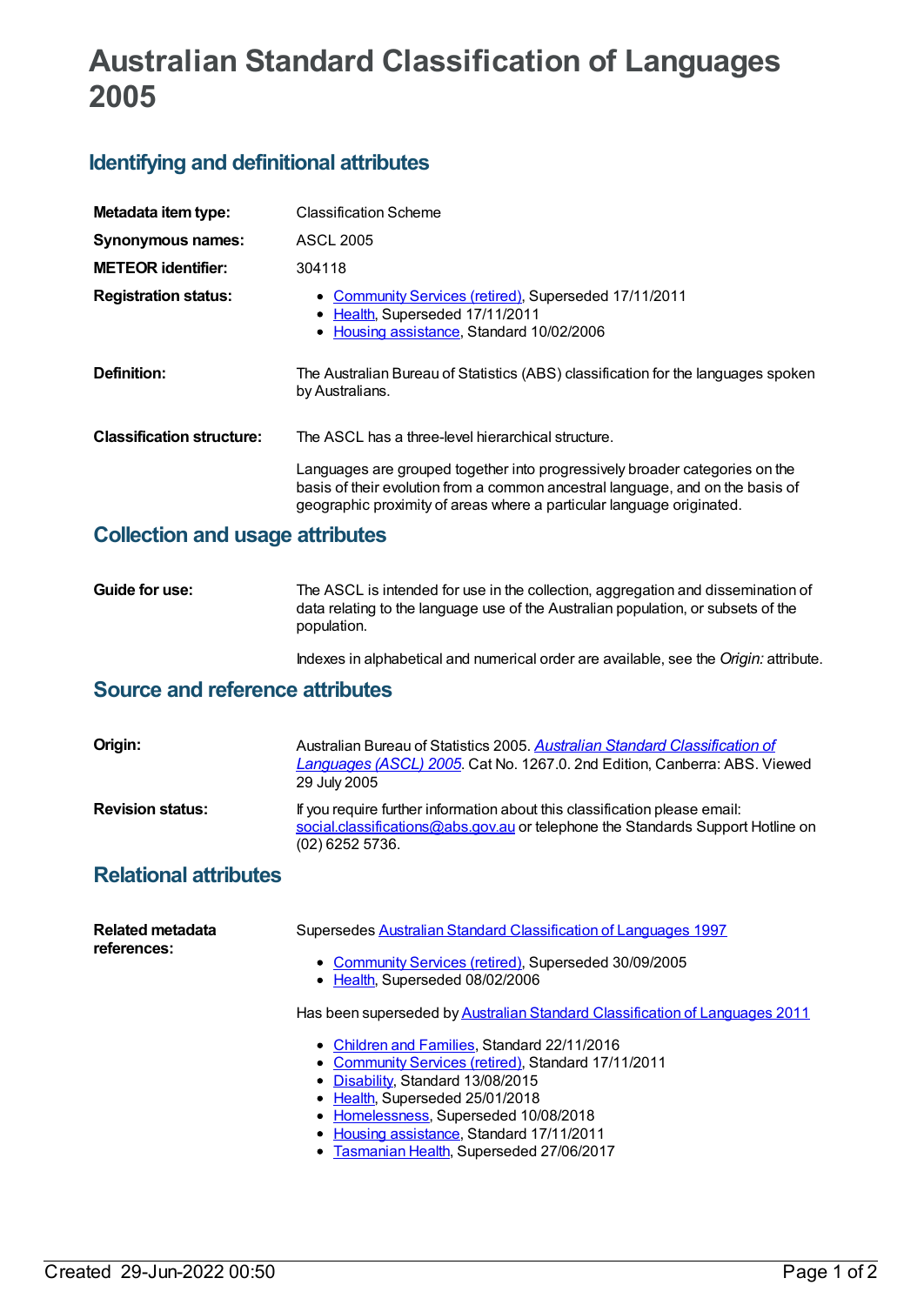# Australian Standard Classification of Languages 2005

## Identifying and definitional attributes

| | |
|---|---|
| **Metadata item type:** | Classification Scheme |
| **Synonymous names:** | ASCL 2005 |
| **METEOR identifier:** | 304118 |
| **Registration status:** | • Community Services (retired), Superseded 17/11/2011<br>• Health, Superseded 17/11/2011<br>• Housing assistance, Standard 10/02/2006 |
| **Definition:** | The Australian Bureau of Statistics (ABS) classification for the languages spoken by Australians. |
| **Classification structure:** | The ASCL has a three-level hierarchical structure.<br><br>Languages are grouped together into progressively broader categories on the basis of their evolution from a common ancestral language, and on the basis of geographic proximity of areas where a particular language originated. |

## Collection and usage attributes

| | |
|---|---|
| **Guide for use:** | The ASCL is intended for use in the collection, aggregation and dissemination of data relating to the language use of the Australian population, or subsets of the population.<br><br>Indexes in alphabetical and numerical order are available, see the *Origin:* attribute. |

## Source and reference attributes

| | |
|---|---|
| **Origin:** | Australian Bureau of Statistics 2005. *Australian Standard Classification of Languages (ASCL) 2005*. Cat No. 1267.0. 2nd Edition, Canberra: ABS. Viewed 29 July 2005 |
| **Revision status:** | If you require further information about this classification please email: social.classifications@abs.gov.au or telephone the Standards Support Hotline on (02) 6252 5736. |

## Relational attributes

**Related metadata references:**

Supersedes Australian Standard Classification of Languages 1997

- Community Services (retired), Superseded 30/09/2005
- Health, Superseded 08/02/2006

Has been superseded by Australian Standard Classification of Languages 2011

- Children and Families, Standard 22/11/2016
- Community Services (retired), Standard 17/11/2011
- Disability, Standard 13/08/2015
- Health, Superseded 25/01/2018
- Homelessness, Superseded 10/08/2018
- Housing assistance, Standard 17/11/2011
- Tasmanian Health, Superseded 27/06/2017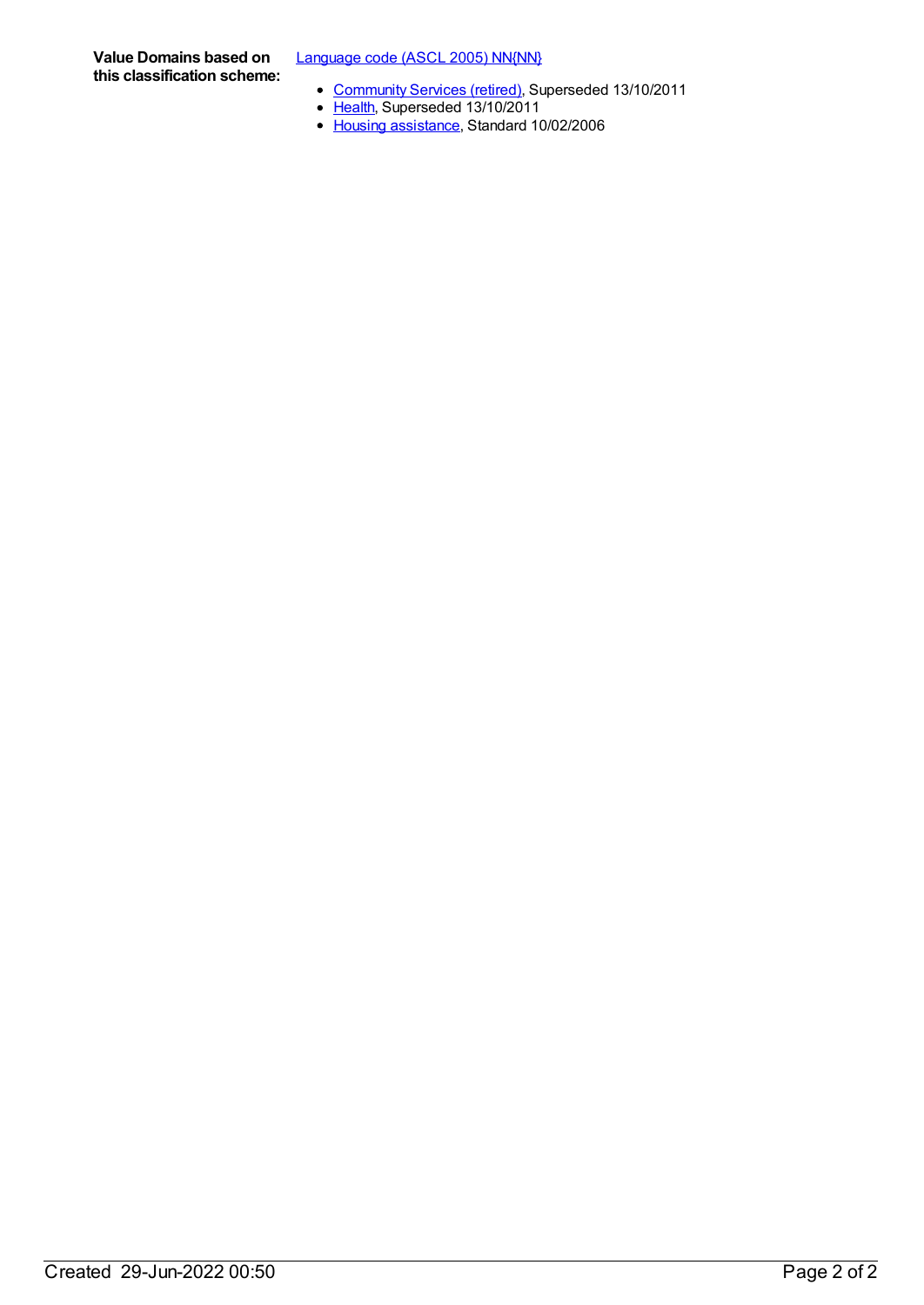**Value Domains based on this classification scheme:** Language code (ASCL 2005) NN{NN}

- Community Services (retired), Superseded 13/10/2011
- Health, Superseded 13/10/2011
- Housing assistance, Standard 10/02/2006